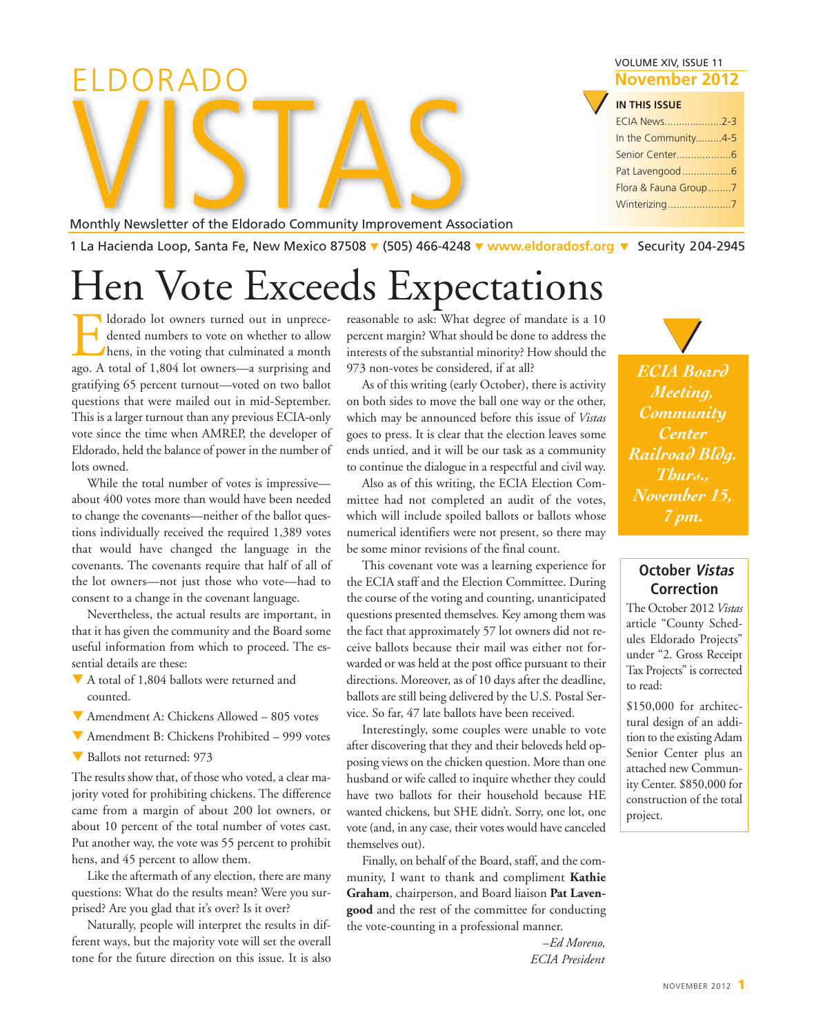# ELDORADO VISTAS

Monthly Newsletter of the Eldorado Community Improvement Association

VOLUME XIV, ISSUE 11
**November 2012**

**IN THIS ISSUE**

- ECIA News....................2-3
- In the Community.........4-5
- Senior Center...................6
- Pat Lavengood.................6
- Flora & Fauna Group........7
- Winterizing......................7

1 La Hacienda Loop, Santa Fe, New Mexico 87508 ▼ (505) 466-4248 ▼ www.eldoradosf.org ▼ Security 204-2945

# Hen Vote Exceeds Expectations

Eldorado lot owners turned out in unprecedented numbers to vote on whether to allow hens, in the voting that culminated a month ago. A total of 1,804 lot owners—a surprising and gratifying 65 percent turnout—voted on two ballot questions that were mailed out in mid-September. This is a larger turnout than any previous ECIA-only vote since the time when AMREP, the developer of Eldorado, held the balance of power in the number of lots owned.

While the total number of votes is impressive—about 400 votes more than would have been needed to change the covenants—neither of the ballot questions individually received the required 1,389 votes that would have changed the language in the covenants. The covenants require that half of all of the lot owners—not just those who vote—had to consent to a change in the covenant language.

Nevertheless, the actual results are important, in that it has given the community and the Board some useful information from which to proceed. The essential details are these:

- A total of 1,804 ballots were returned and counted.
- Amendment A: Chickens Allowed – 805 votes
- Amendment B: Chickens Prohibited – 999 votes
- Ballots not returned: 973

The results show that, of those who voted, a clear majority voted for prohibiting chickens. The difference came from a margin of about 200 lot owners, or about 10 percent of the total number of votes cast. Put another way, the vote was 55 percent to prohibit hens, and 45 percent to allow them.

Like the aftermath of any election, there are many questions: What do the results mean? Were you surprised? Are you glad that it's over? Is it over?

Naturally, people will interpret the results in different ways, but the majority vote will set the overall tone for the future direction on this issue. It is also reasonable to ask: What degree of mandate is a 10 percent margin? What should be done to address the interests of the substantial minority? How should the 973 non-votes be considered, if at all?

As of this writing (early October), there is activity on both sides to move the ball one way or the other, which may be announced before this issue of *Vistas* goes to press. It is clear that the election leaves some ends untied, and it will be our task as a community to continue the dialogue in a respectful and civil way.

Also as of this writing, the ECIA Election Committee had not completed an audit of the votes, which will include spoiled ballots or ballots whose numerical identifiers were not present, so there may be some minor revisions of the final count.

This covenant vote was a learning experience for the ECIA staff and the Election Committee. During the course of the voting and counting, unanticipated questions presented themselves. Key among them was the fact that approximately 57 lot owners did not receive ballots because their mail was either not forwarded or was held at the post office pursuant to their directions. Moreover, as of 10 days after the deadline, ballots are still being delivered by the U.S. Postal Service. So far, 47 late ballots have been received.

Interestingly, some couples were unable to vote after discovering that they and their beloveds held opposing views on the chicken question. More than one husband or wife called to inquire whether they could have two ballots for their household because HE wanted chickens, but SHE didn't. Sorry, one lot, one vote (and, in any case, their votes would have canceled themselves out).

Finally, on behalf of the Board, staff, and the community, I want to thank and compliment **Kathie Graham**, chairperson, and Board liaison **Pat Lavengood** and the rest of the committee for conducting the vote-counting in a professional manner.

*–Ed Moreno,*
*ECIA President*

***ECIA Board Meeting, Community Center Railroad Bldg. Thurs., November 15, 7 pm.***

## October *Vistas* Correction

The October 2012 *Vistas* article "County Schedules Eldorado Projects" under "2. Gross Receipt Tax Projects" is corrected to read:

$150,000 for architectural design of an addition to the existing Adam Senior Center plus an attached new Community Center. $850,000 for construction of the total project.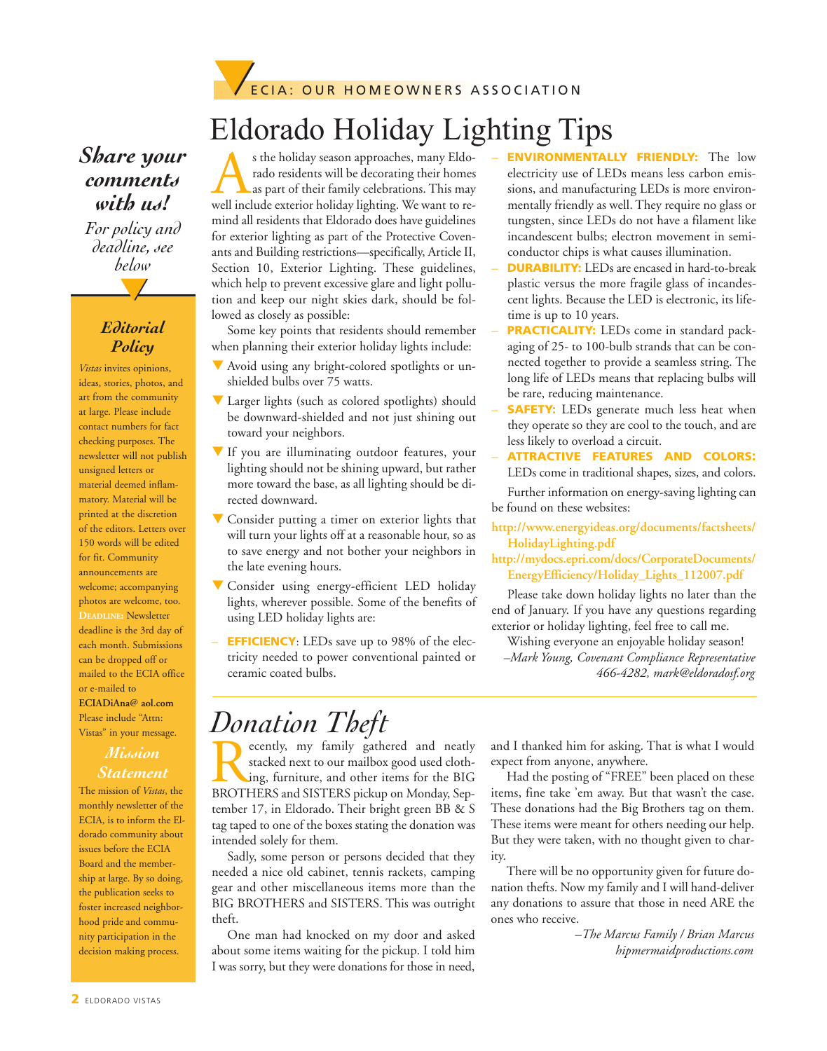ECIA: OUR HOMEOWNERS ASSOCIATION

# Eldorado Holiday Lighting Tips

As the holiday season approaches, many Eldorado residents will be decorating their homes as part of their family celebrations. This may well include exterior holiday lighting. We want to remind all residents that Eldorado does have guidelines for exterior lighting as part of the Protective Covenants and Building restrictions—specifically, Article II, Section 10, Exterior Lighting. These guidelines, which help to prevent excessive glare and light pollution and keep our night skies dark, should be followed as closely as possible:

Some key points that residents should remember when planning their exterior holiday lights include:

- Avoid using any bright-colored spotlights or unshielded bulbs over 75 watts.
- Larger lights (such as colored spotlights) should be downward-shielded and not just shining out toward your neighbors.
- If you are illuminating outdoor features, your lighting should not be shining upward, but rather more toward the base, as all lighting should be directed downward.
- Consider putting a timer on exterior lights that will turn your lights off at a reasonable hour, so as to save energy and not bother your neighbors in the late evening hours.
- Consider using energy-efficient LED holiday lights, wherever possible. Some of the benefits of using LED holiday lights are:

– **EFFICIENCY**: LEDs save up to 98% of the electricity needed to power conventional painted or ceramic coated bulbs.

– **ENVIRONMENTALLY FRIENDLY:** The low electricity use of LEDs means less carbon emissions, and manufacturing LEDs is more environmentally friendly as well. They require no glass or tungsten, since LEDs do not have a filament like incandescent bulbs; electron movement in semiconductor chips is what causes illumination.

– **DURABILITY:** LEDs are encased in hard-to-break plastic versus the more fragile glass of incandescent lights. Because the LED is electronic, its lifetime is up to 10 years.

– **PRACTICALITY:** LEDs come in standard packaging of 25- to 100-bulb strands that can be connected together to provide a seamless string. The long life of LEDs means that replacing bulbs will be rare, reducing maintenance.

– **SAFETY:** LEDs generate much less heat when they operate so they are cool to the touch, and are less likely to overload a circuit.

– **ATTRACTIVE FEATURES AND COLORS:** LEDs come in traditional shapes, sizes, and colors.

Further information on energy-saving lighting can be found on these websites:

**http://www.energyideas.org/documents/factsheets/HolidayLighting.pdf**

**http://mydocs.epri.com/docs/CorporateDocuments/EnergyEfficiency/Holiday_Lights_112007.pdf**

Please take down holiday lights no later than the end of January. If you have any questions regarding exterior or holiday lighting, feel free to call me.

Wishing everyone an enjoyable holiday season!

*–Mark Young, Covenant Compliance Representative*
*466-4282, mark@eldoradosf.org*

# *Donation Theft*

Recently, my family gathered and neatly stacked next to our mailbox good used clothing, furniture, and other items for the BIG BROTHERS and SISTERS pickup on Monday, September 17, in Eldorado. Their bright green BB & S tag taped to one of the boxes stating the donation was intended solely for them.

Sadly, some person or persons decided that they needed a nice old cabinet, tennis rackets, camping gear and other miscellaneous items more than the BIG BROTHERS and SISTERS. This was outright theft.

One man had knocked on my door and asked about some items waiting for the pickup. I told him I was sorry, but they were donations for those in need, and I thanked him for asking. That is what I would expect from anyone, anywhere.

Had the posting of "FREE" been placed on these items, fine take 'em away. But that wasn't the case. These donations had the Big Brothers tag on them. These items were meant for others needing our help. But they were taken, with no thought given to charity.

There will be no opportunity given for future donation thefts. Now my family and I will hand-deliver any donations to assure that those in need ARE the ones who receive.

*–The Marcus Family / Brian Marcus*
*hipmermaidproductions.com*

---

***Share your comments with us!***

*For policy and deadline, see below*

## *Editorial Policy*

*Vistas* invites opinions, ideas, stories, photos, and art from the community at large. Please include contact numbers for fact checking purposes. The newsletter will not publish unsigned letters or material deemed inflammatory. Material will be printed at the discretion of the editors. Letters over 150 words will be edited for fit. Community announcements are welcome; accompanying photos are welcome, too. **DEADLINE:** Newsletter deadline is the 3rd day of each month. Submissions can be dropped off or mailed to the ECIA office or e-mailed to **ECIADiAna@ aol.com** Please include "Attn: Vistas" in your message.

## *Mission Statement*

The mission of *Vistas*, the monthly newsletter of the ECIA, is to inform the Eldorado community about issues before the ECIA Board and the membership at large. By so doing, the publication seeks to foster increased neighborhood pride and community participation in the decision making process.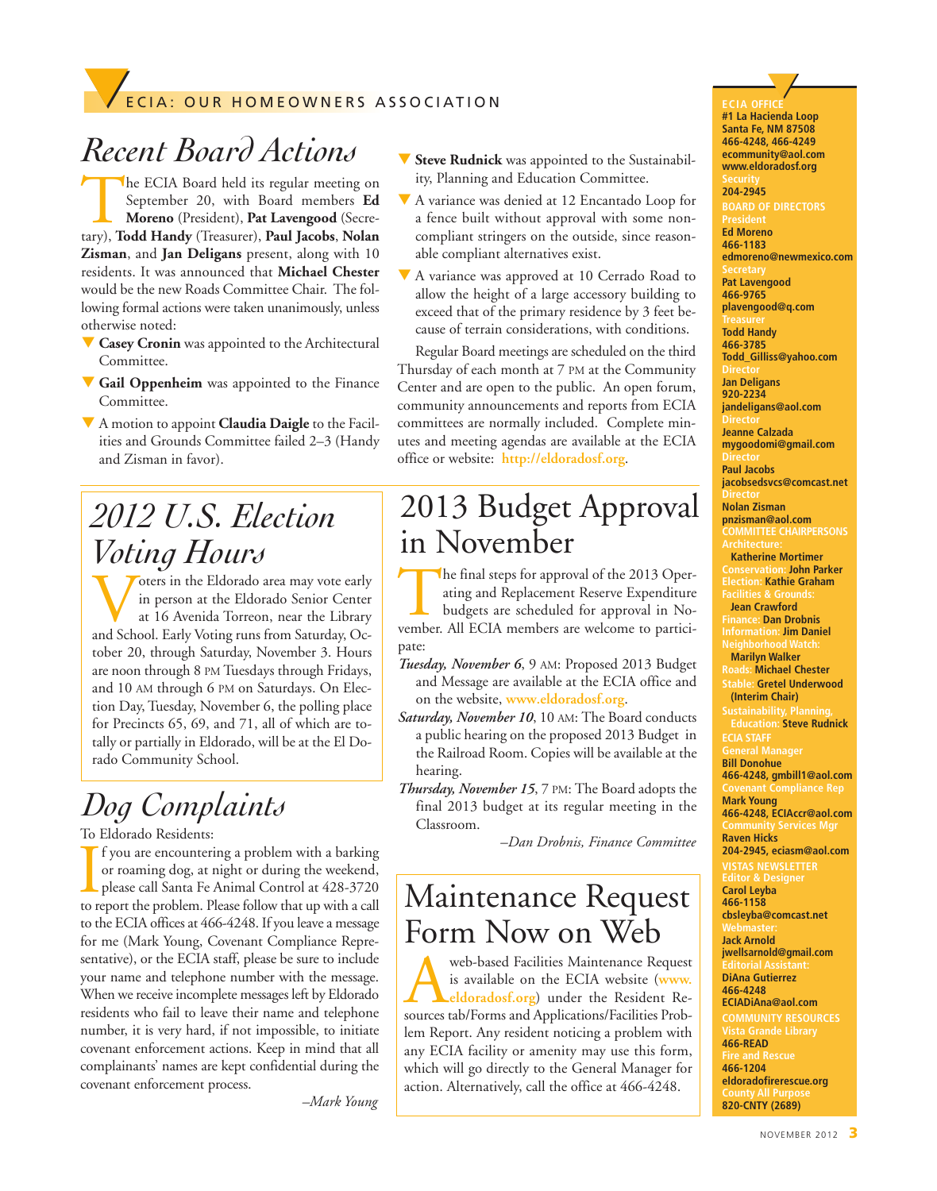ECIA: OUR HOMEOWNERS ASSOCIATION

# Recent Board Actions

The ECIA Board held its regular meeting on September 20, with Board members **Ed Moreno** (President), **Pat Lavengood** (Secretary), **Todd Handy** (Treasurer), **Paul Jacobs**, **Nolan Zisman**, and **Jan Deligans** present, along with 10 residents. It was announced that **Michael Chester** would be the new Roads Committee Chair. The following formal actions were taken unanimously, unless otherwise noted:

- **Casey Cronin** was appointed to the Architectural Committee.
- **Gail Oppenheim** was appointed to the Finance Committee.
- A motion to appoint **Claudia Daigle** to the Facilities and Grounds Committee failed 2–3 (Handy and Zisman in favor).
- **Steve Rudnick** was appointed to the Sustainability, Planning and Education Committee.
- A variance was denied at 12 Encantado Loop for a fence built without approval with some non-compliant stringers on the outside, since reasonable compliant alternatives exist.
- A variance was approved at 10 Cerrado Road to allow the height of a large accessory building to exceed that of the primary residence by 3 feet because of terrain considerations, with conditions.

Regular Board meetings are scheduled on the third Thursday of each month at 7 PM at the Community Center and are open to the public. An open forum, community announcements and reports from ECIA committees are normally included. Complete minutes and meeting agendas are available at the ECIA office or website: **http://eldoradosf.org**.

# 2012 U.S. Election Voting Hours

Voters in the Eldorado area may vote early in person at the Eldorado Senior Center at 16 Avenida Torreon, near the Library and School. Early Voting runs from Saturday, October 20, through Saturday, November 3. Hours are noon through 8 PM Tuesdays through Fridays, and 10 AM through 6 PM on Saturdays. On Election Day, Tuesday, November 6, the polling place for Precincts 65, 69, and 71, all of which are totally or partially in Eldorado, will be at the El Dorado Community School.

# Dog Complaints

To Eldorado Residents:

If you are encountering a problem with a barking or roaming dog, at night or during the weekend, please call Santa Fe Animal Control at 428-3720 to report the problem. Please follow that up with a call to the ECIA offices at 466-4248. If you leave a message for me (Mark Young, Covenant Compliance Representative), or the ECIA staff, please be sure to include your name and telephone number with the message. When we receive incomplete messages left by Eldorado residents who fail to leave their name and telephone number, it is very hard, if not impossible, to initiate covenant enforcement actions. Keep in mind that all complainants' names are kept confidential during the covenant enforcement process.

*–Mark Young*

# 2013 Budget Approval in November

The final steps for approval of the 2013 Operating and Replacement Reserve Expenditure budgets are scheduled for approval in November. All ECIA members are welcome to participate:

***Tuesday, November 6***, 9 AM: Proposed 2013 Budget and Message are available at the ECIA office and on the website, **www.eldoradosf.org**.

***Saturday, November 10***, 10 AM: The Board conducts a public hearing on the proposed 2013 Budget in the Railroad Room. Copies will be available at the hearing.

***Thursday, November 15***, 7 PM: The Board adopts the final 2013 budget at its regular meeting in the Classroom.

*–Dan Drobnis, Finance Committee*

# Maintenance Request Form Now on Web

A web-based Facilities Maintenance Request is available on the ECIA website (**www.eldoradosf.org**) under the Resident Resources tab/Forms and Applications/Facilities Problem Report. Any resident noticing a problem with any ECIA facility or amenity may use this form, which will go directly to the General Manager for action. Alternatively, call the office at 466-4248.

---

**ECIA OFFICE**
**#1 La Hacienda Loop**
**Santa Fe, NM 87508**
**466-4248, 466-4249**
**ecommunity@aol.com**
**www.eldoradosf.org**

**Security**
**204-2945**

**BOARD OF DIRECTORS**

**President**
**Ed Moreno**
**466-1183**
**edmoreno@newmexico.com**

**Secretary**
**Pat Lavengood**
**466-9765**
**plavengood@q.com**

**Treasurer**
**Todd Handy**
**466-3785**
**Todd_Gilliss@yahoo.com**

**Director**
**Jan Deligans**
**920-2234**
**jandeligans@aol.com**

**Director**
**Jeanne Calzada**
**mygoodomi@gmail.com**

**Director**
**Paul Jacobs**
**jacobsedsvcs@comcast.net**

**Director**
**Nolan Zisman**
**pnzisman@aol.com**

**COMMITTEE CHAIRPERSONS**

**Architecture: Katherine Mortimer**
**Conservation: John Parker**
**Election: Kathie Graham**
**Facilities & Grounds: Jean Crawford**
**Finance: Dan Drobnis**
**Information: Jim Daniel**
**Neighborhood Watch: Marilyn Walker**
**Roads: Michael Chester**
**Stable: Gretel Underwood (Interim Chair)**
**Sustainability, Planning, Education: Steve Rudnick**

**ECIA STAFF**

**General Manager**
**Bill Donohue**
**466-4248, gmbill1@aol.com**

**Covenant Compliance Rep**
**Mark Young**
**466-4248, ECIAccr@aol.com**

**Community Services Mgr**
**Raven Hicks**
**204-2945, eciasm@aol.com**

**VISTAS NEWSLETTER**

**Editor & Designer**
**Carol Leyba**
**466-1158**
**cbsleyba@comcast.net**

**Webmaster:**
**Jack Arnold**
**jwellsarnold@gmail.com**

**Editorial Assistant:**
**DiAna Gutierrez**
**466-4248**
**ECIADiAna@aol.com**

**COMMUNITY RESOURCES**

**Vista Grande Library**
**466-READ**

**Fire and Rescue**
**466-1204**
**eldoradofirerescue.org**

**County All Purpose**
**820-CNTY (2689)**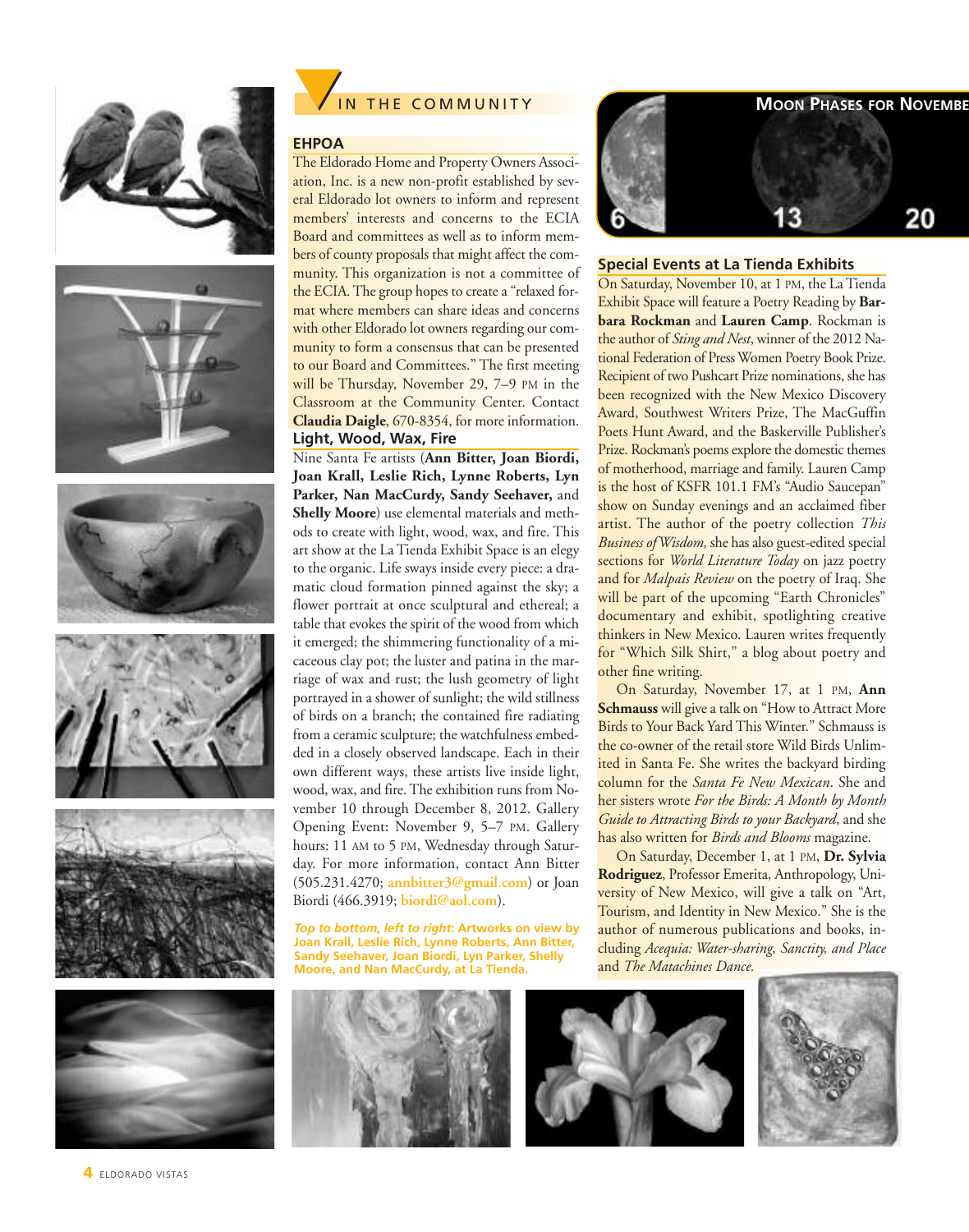## IN THE COMMUNITY

### EHPOA

The Eldorado Home and Property Owners Association, Inc. is a new non-profit established by several Eldorado lot owners to inform and represent members' interests and concerns to the ECIA Board and committees as well as to inform members of county proposals that might affect the community. This organization is not a committee of the ECIA. The group hopes to create a "relaxed format where members can share ideas and concerns with other Eldorado lot owners regarding our community to form a consensus that can be presented to our Board and Committees." The first meeting will be Thursday, November 29, 7–9 PM in the Classroom at the Community Center. Contact **Claudia Daigle**, 670-8354, for more information.

### Light, Wood, Wax, Fire

Nine Santa Fe artists (**Ann Bitter, Joan Biordi, Joan Krall, Leslie Rich, Lynne Roberts, Lyn Parker, Nan MacCurdy, Sandy Seehaver,** and **Shelly Moore**) use elemental materials and methods to create with light, wood, wax, and fire. This art show at the La Tienda Exhibit Space is an elegy to the organic. Life sways inside every piece: a dramatic cloud formation pinned against the sky; a flower portrait at once sculptural and ethereal; a table that evokes the spirit of the wood from which it emerged; the shimmering functionality of a micaceous clay pot; the luster and patina in the marriage of wax and rust; the lush geometry of light portrayed in a shower of sunlight; the wild stillness of birds on a branch; the contained fire radiating from a ceramic sculpture; the watchfulness embedded in a closely observed landscape. Each in their own different ways, these artists live inside light, wood, wax, and fire. The exhibition runs from November 10 through December 8, 2012. Gallery Opening Event: November 9, 5–7 PM. Gallery hours: 11 AM to 5 PM, Wednesday through Saturday. For more information, contact Ann Bitter (505.231.4270; annbitter3@gmail.com) or Joan Biordi (466.3919; biordi@aol.com).

***Top to bottom, left to right*: Artworks on view by Joan Krall, Leslie Rich, Lynne Roberts, Ann Bitter, Sandy Seehaver, Joan Biordi, Lyn Parker, Shelly Moore, and Nan MacCurdy, at La Tienda.**

### Moon Phases for November

6 13 20

### Special Events at La Tienda Exhibits

On Saturday, November 10, at 1 PM, the La Tienda Exhibit Space will feature a Poetry Reading by **Barbara Rockman** and **Lauren Camp**. Rockman is the author of *Sting and Nest*, winner of the 2012 National Federation of Press Women Poetry Book Prize. Recipient of two Pushcart Prize nominations, she has been recognized with the New Mexico Discovery Award, Southwest Writers Prize, The MacGuffin Poets Hunt Award, and the Baskerville Publisher's Prize. Rockman's poems explore the domestic themes of motherhood, marriage and family. Lauren Camp is the host of KSFR 101.1 FM's "Audio Saucepan" show on Sunday evenings and an acclaimed fiber artist. The author of the poetry collection *This Business of Wisdom,* she has also guest-edited special sections for *World Literature Today* on jazz poetry and for *Malpais Review* on the poetry of Iraq. She will be part of the upcoming "Earth Chronicles" documentary and exhibit, spotlighting creative thinkers in New Mexico. Lauren writes frequently for "Which Silk Shirt," a blog about poetry and other fine writing.

On Saturday, November 17, at 1 PM, **Ann Schmauss** will give a talk on "How to Attract More Birds to Your Back Yard This Winter." Schmauss is the co-owner of the retail store Wild Birds Unlimited in Santa Fe. She writes the backyard birding column for the *Santa Fe New Mexican*. She and her sisters wrote *For the Birds: A Month by Month Guide to Attracting Birds to your Backyard*, and she has also written for *Birds and Blooms* magazine.

On Saturday, December 1, at 1 PM, **Dr. Sylvia Rodriguez**, Professor Emerita, Anthropology, University of New Mexico, will give a talk on "Art, Tourism, and Identity in New Mexico." She is the author of numerous publications and books, including *Acequia: Water-sharing, Sanctity, and Place* and *The Matachines Dance.*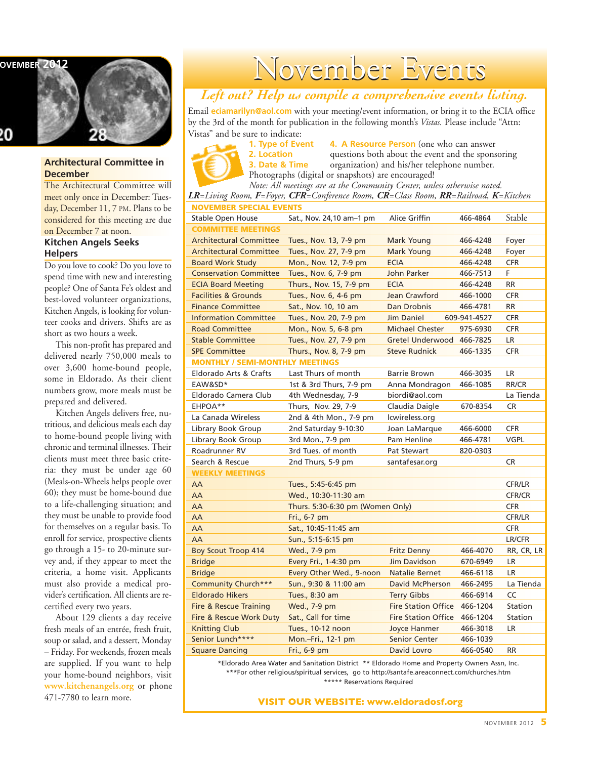## Architectural Committee in December

The Architectural Committee will meet only once in December: Tuesday, December 11, 7 PM. Plans to be considered for this meeting are due on December 7 at noon.

## Kitchen Angels Seeks Helpers

Do you love to cook? Do you love to spend time with new and interesting people? One of Santa Fe's oldest and best-loved volunteer organizations, Kitchen Angels, is looking for volunteer cooks and drivers. Shifts are as short as two hours a week.

This non-profit has prepared and delivered nearly 750,000 meals to over 3,600 home-bound people, some in Eldorado. As their client numbers grow, more meals must be prepared and delivered.

Kitchen Angels delivers free, nutritious, and delicious meals each day to home-bound people living with chronic and terminal illnesses. Their clients must meet three basic criteria: they must be under age 60 (Meals-on-Wheels helps people over 60); they must be home-bound due to a life-challenging situation; and they must be unable to provide food for themselves on a regular basis. To enroll for service, prospective clients go through a 15- to 20-minute survey and, if they appear to meet the criteria, a home visit. Applicants must also provide a medical provider's certification. All clients are re-certified every two years.

About 129 clients a day receive fresh meals of an entrée, fresh fruit, soup or salad, and a dessert, Monday – Friday. For weekends, frozen meals are supplied. If you want to help your home-bound neighbors, visit www.kitchenangels.org or phone 471-7780 to learn more.

# November Events

*Left out? Help us compile a comprehensive events listing.*

Email **eciamarilyn@aol.com** with your meeting/event information, or bring it to the ECIA office by the 3rd of the month for publication in the following month's *Vistas.* Please include "Attn: Vistas" and be sure to indicate:

1. **Type of Event**
2. **Location**
3. **Date & Time**
4. **A Resource Person** (one who can answer questions both about the event and the sponsoring organization) and his/her telephone number.

Photographs (digital or snapshots) are encouraged!

*Note: All meetings are at the Community Center, unless otherwise noted.*

***LR****=Living Room,* ***F****=Foyer,* ***CFR****=Conference Room,* ***CR****=Class Room,* ***RR****=Railroad,* ***K****=Kitchen*

| Event | Date & Time | Contact | Phone | Location |
|---|---|---|---|---|
| **NOVEMBER SPECIAL EVENTS** | | | | |
| Stable Open House | Sat., Nov. 24,10 am–1 pm | Alice Griffin | 466-4864 | Stable |
| **COMMITTEE MEETINGS** | | | | |
| Architectural Committee | Tues., Nov. 13, 7-9 pm | Mark Young | 466-4248 | Foyer |
| Architectural Committee | Tues., Nov. 27, 7-9 pm | Mark Young | 466-4248 | Foyer |
| Board Work Study | Mon., Nov. 12, 7-9 pm | ECIA | 466-4248 | CFR |
| Conservation Committee | Tues., Nov. 6, 7-9 pm | John Parker | 466-7513 | F |
| ECIA Board Meeting | Thurs., Nov. 15, 7-9 pm | ECIA | 466-4248 | RR |
| Facilities & Grounds | Tues., Nov. 6, 4-6 pm | Jean Crawford | 466-1000 | CFR |
| Finance Committee | Sat., Nov. 10, 10 am | Dan Drobnis | 466-4781 | RR |
| Information Committee | Tues., Nov. 20, 7-9 pm | Jim Daniel | 609-941-4527 | CFR |
| Road Committee | Mon., Nov. 5, 6-8 pm | Michael Chester | 975-6930 | CFR |
| Stable Committee | Tues., Nov. 27, 7-9 pm | Gretel Underwood | 466-7825 | LR |
| SPE Committee | Thurs., Nov. 8, 7-9 pm | Steve Rudnick | 466-1335 | CFR |
| **MONTHLY / SEMI-MONTHLY MEETINGS** | | | | |
| Eldorado Arts & Crafts | Last Thurs of month | Barrie Brown | 466-3035 | LR |
| EAW&SD* | 1st & 3rd Thurs, 7-9 pm | Anna Mondragon | 466-1085 | RR/CR |
| Eldorado Camera Club | 4th Wednesday, 7-9 | biordi@aol.com | | La Tienda |
| EHPOA** | Thurs, Nov. 29, 7-9 | Claudia Daigle | 670-8354 | CR |
| La Canada Wireless | 2nd & 4th Mon., 7-9 pm | lcwireless.org | | |
| Library Book Group | 2nd Saturday 9-10:30 | Joan LaMarque | 466-6000 | CFR |
| Library Book Group | 3rd Mon., 7-9 pm | Pam Henline | 466-4781 | VGPL |
| Roadrunner RV | 3rd Tues. of month | Pat Stewart | 820-0303 | |
| Search & Rescue | 2nd Thurs, 5-9 pm | santafesar.org | | CR |
| **WEEKLY MEETINGS** | | | | |
| AA | Tues., 5:45-6:45 pm | | | CFR/LR |
| AA | Wed., 10:30-11:30 am | | | CFR/CR |
| AA | Thurs. 5:30-6:30 pm (Women Only) | | | CFR |
| AA | Fri., 6-7 pm | | | CFR/LR |
| AA | Sat., 10:45-11:45 am | | | CFR |
| AA | Sun., 5:15-6:15 pm | | | LR/CFR |
| Boy Scout Troop 414 | Wed., 7-9 pm | Fritz Denny | 466-4070 | RR, CR, LR |
| Bridge | Every Fri., 1-4:30 pm | Jim Davidson | 670-6949 | LR |
| Bridge | Every Other Wed., 9-noon | Natalie Bernet | 466-6118 | LR |
| Community Church*** | Sun., 9:30 & 11:00 am | David McPherson | 466-2495 | La Tienda |
| Eldorado Hikers | Tues., 8:30 am | Terry Gibbs | 466-6914 | CC |
| Fire & Rescue Training | Wed., 7-9 pm | Fire Station Office | 466-1204 | Station |
| Fire & Rescue Work Duty | Sat., Call for time | Fire Station Office | 466-1204 | Station |
| Knitting Club | Tues., 10-12 noon | Joyce Hanmer | 466-3018 | LR |
| Senior Lunch**** | Mon.–Fri., 12-1 pm | Senior Center | 466-1039 | |
| Square Dancing | Fri., 6-9 pm | David Lovro | 466-0540 | RR |

*Eldorado Area Water and Sanitation District ** Eldorado Home and Property Owners Assn, Inc.
***For other religious/spiritual services, go to http://santafe.areaconnect.com/churches.htm
***** Reservations Required

**VISIT OUR WEBSITE: www.eldoradosf.org**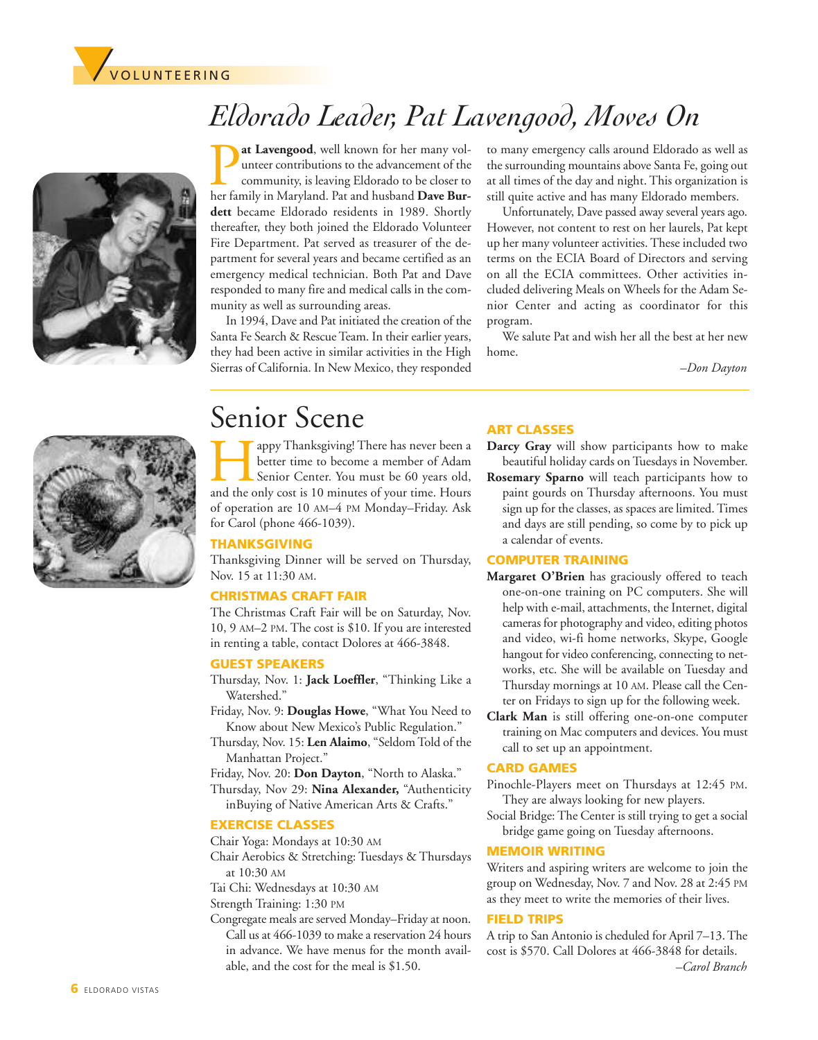VOLUNTEERING

# Eldorado Leader, Pat Lavengood, Moves On

**Pat Lavengood**, well known for her many volunteer contributions to the advancement of the community, is leaving Eldorado to be closer to her family in Maryland. Pat and husband **Dave Burdett** became Eldorado residents in 1989. Shortly thereafter, they both joined the Eldorado Volunteer Fire Department. Pat served as treasurer of the department for several years and became certified as an emergency medical technician. Both Pat and Dave responded to many fire and medical calls in the community as well as surrounding areas.

In 1994, Dave and Pat initiated the creation of the Santa Fe Search & Rescue Team. In their earlier years, they had been active in similar activities in the High Sierras of California. In New Mexico, they responded to many emergency calls around Eldorado as well as the surrounding mountains above Santa Fe, going out at all times of the day and night. This organization is still quite active and has many Eldorado members.

Unfortunately, Dave passed away several years ago. However, not content to rest on her laurels, Pat kept up her many volunteer activities. These included two terms on the ECIA Board of Directors and serving on all the ECIA committees. Other activities included delivering Meals on Wheels for the Adam Senior Center and acting as coordinator for this program.

We salute Pat and wish her all the best at her new home.

*–Don Dayton*

# Senior Scene

Happy Thanksgiving! There has never been a better time to become a member of Adam Senior Center. You must be 60 years old, and the only cost is 10 minutes of your time. Hours of operation are 10 AM–4 PM Monday–Friday. Ask for Carol (phone 466-1039).

### THANKSGIVING

Thanksgiving Dinner will be served on Thursday, Nov. 15 at 11:30 AM.

### CHRISTMAS CRAFT FAIR

The Christmas Craft Fair will be on Saturday, Nov. 10, 9 AM–2 PM. The cost is $10. If you are interested in renting a table, contact Dolores at 466-3848.

### GUEST SPEAKERS

Thursday, Nov. 1: **Jack Loeffler**, "Thinking Like a Watershed."

Friday, Nov. 9: **Douglas Howe**, "What You Need to Know about New Mexico's Public Regulation."

Thursday, Nov. 15: **Len Alaimo**, "Seldom Told of the Manhattan Project."

Friday, Nov. 20: **Don Dayton**, "North to Alaska."

Thursday, Nov 29: **Nina Alexander,** "Authenticity inBuying of Native American Arts & Crafts."

### EXERCISE CLASSES

Chair Yoga: Mondays at 10:30 AM

Chair Aerobics & Stretching: Tuesdays & Thursdays at 10:30 AM

Tai Chi: Wednesdays at 10:30 AM

Strength Training: 1:30 PM

Congregate meals are served Monday–Friday at noon. Call us at 466-1039 to make a reservation 24 hours in advance. We have menus for the month available, and the cost for the meal is $1.50.

### ART CLASSES

**Darcy Gray** will show participants how to make beautiful holiday cards on Tuesdays in November.

**Rosemary Sparno** will teach participants how to paint gourds on Thursday afternoons. You must sign up for the classes, as spaces are limited. Times and days are still pending, so come by to pick up a calendar of events.

### COMPUTER TRAINING

**Margaret O'Brien** has graciously offered to teach one-on-one training on PC computers. She will help with e-mail, attachments, the Internet, digital cameras for photography and video, editing photos and video, wi-fi home networks, Skype, Google hangout for video conferencing, connecting to networks, etc. She will be available on Tuesday and Thursday mornings at 10 AM. Please call the Center on Fridays to sign up for the following week.

**Clark Man** is still offering one-on-one computer training on Mac computers and devices. You must call to set up an appointment.

### CARD GAMES

Pinochle-Players meet on Thursdays at 12:45 PM. They are always looking for new players.

Social Bridge: The Center is still trying to get a social bridge game going on Tuesday afternoons.

### MEMOIR WRITING

Writers and aspiring writers are welcome to join the group on Wednesday, Nov. 7 and Nov. 28 at 2:45 PM as they meet to write the memories of their lives.

### FIELD TRIPS

A trip to San Antonio is cheduled for April 7–13. The cost is $570. Call Dolores at 466-3848 for details.

*–Carol Branch*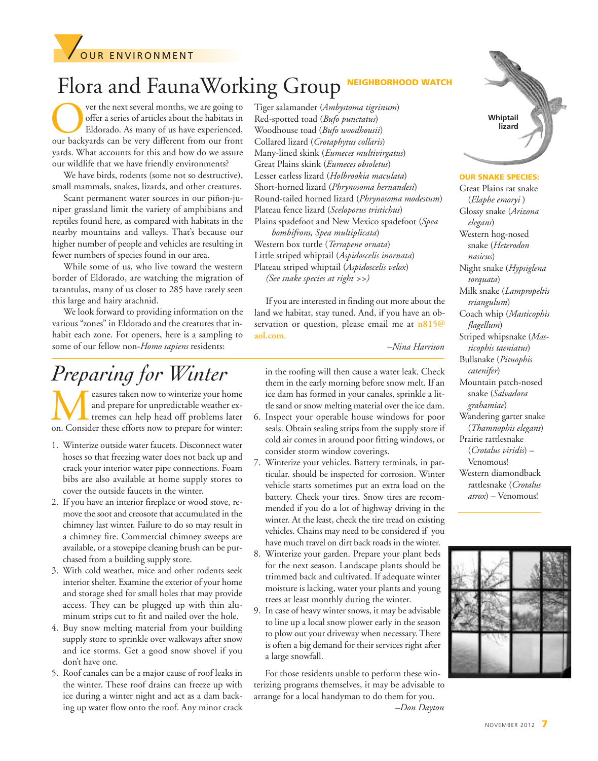OUR ENVIRONMENT

# Flora and Fauna Working Group

**NEIGHBORHOOD WATCH**

Over the next several months, we are going to offer a series of articles about the habitats in Eldorado. As many of us have experienced, our backyards can be very different from our front yards. What accounts for this and how do we assure our wildlife that we have friendly environments?

We have birds, rodents (some not so destructive), small mammals, snakes, lizards, and other creatures.

Scant permanent water sources in our piñon-juniper grassland limit the variety of amphibians and reptiles found here, as compared with habitats in the nearby mountains and valleys. That's because our higher number of people and vehicles are resulting in fewer numbers of species found in our area.

While some of us, who live toward the western border of Eldorado, are watching the migration of tarantulas, many of us closer to 285 have rarely seen this large and hairy arachnid.

We look forward to providing information on the various "zones" in Eldorado and the creatures that inhabit each zone. For openers, here is a sampling to some of our fellow non-*Homo sapiens* residents:

Tiger salamander (*Ambystoma tigrinum*)
Red-spotted toad (*Bufo punctatus*)
Woodhouse toad (*Bufo woodhousii*)
Collared lizard (*Crotaphytus collaris*)
Many-lined skink (*Eumeces multivirgatus*)
Great Plains skink (*Eumeces obsoletus*)
Lesser earless lizard (*Holbrookia maculata*)
Short-horned lizard (*Phrynosoma hernandesi*)
Round-tailed horned lizard (*Phrynosoma modestum*)
Plateau fence lizard (*Sceloporus tristichus*)
Plains spadefoot and New Mexico spadefoot (*Spea bombifrons, Spea multiplicata*)
Western box turtle (*Terrapene ornata*)
Little striped whiptail (*Aspidoscelis inornata*)
Plateau striped whiptail (*Aspidoscelis velox*)
*(See snake species at right >>)*

If you are interested in finding out more about the land we habitat, stay tuned. And, if you have an observation or question, please email me at n815@aol.com.

*–Nina Harrison*

Whiptail lizard

**OUR SNAKE SPECIES:**

Great Plains rat snake (*Elaphe emoryi* )
Glossy snake (*Arizona elegans*)
Western hog-nosed snake (*Heterodon nasicus*)
Night snake (*Hypsiglena torquata*)
Milk snake (*Lampropeltis triangulum*)
Coach whip (*Masticophis flagellum*)
Striped whipsnake (*Masticophis taeniatus*)
Bullsnake (*Pituophis catenifer*)
Mountain patch-nosed snake (*Salvadora grahamiae*)
Wandering garter snake (*Thamnophis elegans*)
Prairie rattlesnake (*Crotalus viridis*) – Venomous!
Western diamondback rattlesnake (*Crotalus atrox*) – Venomous!

# *Preparing for Winter*

Measures taken now to winterize your home and prepare for unpredictable weather extremes can help head off problems later on. Consider these efforts now to prepare for winter:

1. Winterize outside water faucets. Disconnect water hoses so that freezing water does not back up and crack your interior water pipe connections. Foam bibs are also available at home supply stores to cover the outside faucets in the winter.
2. If you have an interior fireplace or wood stove, remove the soot and creosote that accumulated in the chimney last winter. Failure to do so may result in a chimney fire. Commercial chimney sweeps are available, or a stovepipe cleaning brush can be purchased from a building supply store.
3. With cold weather, mice and other rodents seek interior shelter. Examine the exterior of your home and storage shed for small holes that may provide access. They can be plugged up with thin aluminum strips cut to fit and nailed over the hole.
4. Buy snow melting material from your building supply store to sprinkle over walkways after snow and ice storms. Get a good snow shovel if you don't have one.
5. Roof canales can be a major cause of roof leaks in the winter. These roof drains can freeze up with ice during a winter night and act as a dam backing up water flow onto the roof. Any minor crack in the roofing will then cause a water leak. Check them in the early morning before snow melt. If an ice dam has formed in your canales, sprinkle a little sand or snow melting material over the ice dam.
6. Inspect your operable house windows for poor seals. Obtain sealing strips from the supply store if cold air comes in around poor fitting windows, or consider storm window coverings.
7. Winterize your vehicles. Battery terminals, in particular. should be inspected for corrosion. Winter vehicle starts sometimes put an extra load on the battery. Check your tires. Snow tires are recommended if you do a lot of highway driving in the winter. At the least, check the tire tread on existing vehicles. Chains may need to be considered if you have much travel on dirt back roads in the winter.
8. Winterize your garden. Prepare your plant beds for the next season. Landscape plants should be trimmed back and cultivated. If adequate winter moisture is lacking, water your plants and young trees at least monthly during the winter.
9. In case of heavy winter snows, it may be advisable to line up a local snow plower early in the season to plow out your driveway when necessary. There is often a big demand for their services right after a large snowfall.

For those residents unable to perform these winterizing programs themselves, it may be advisable to arrange for a local handyman to do them for you.

*–Don Dayton*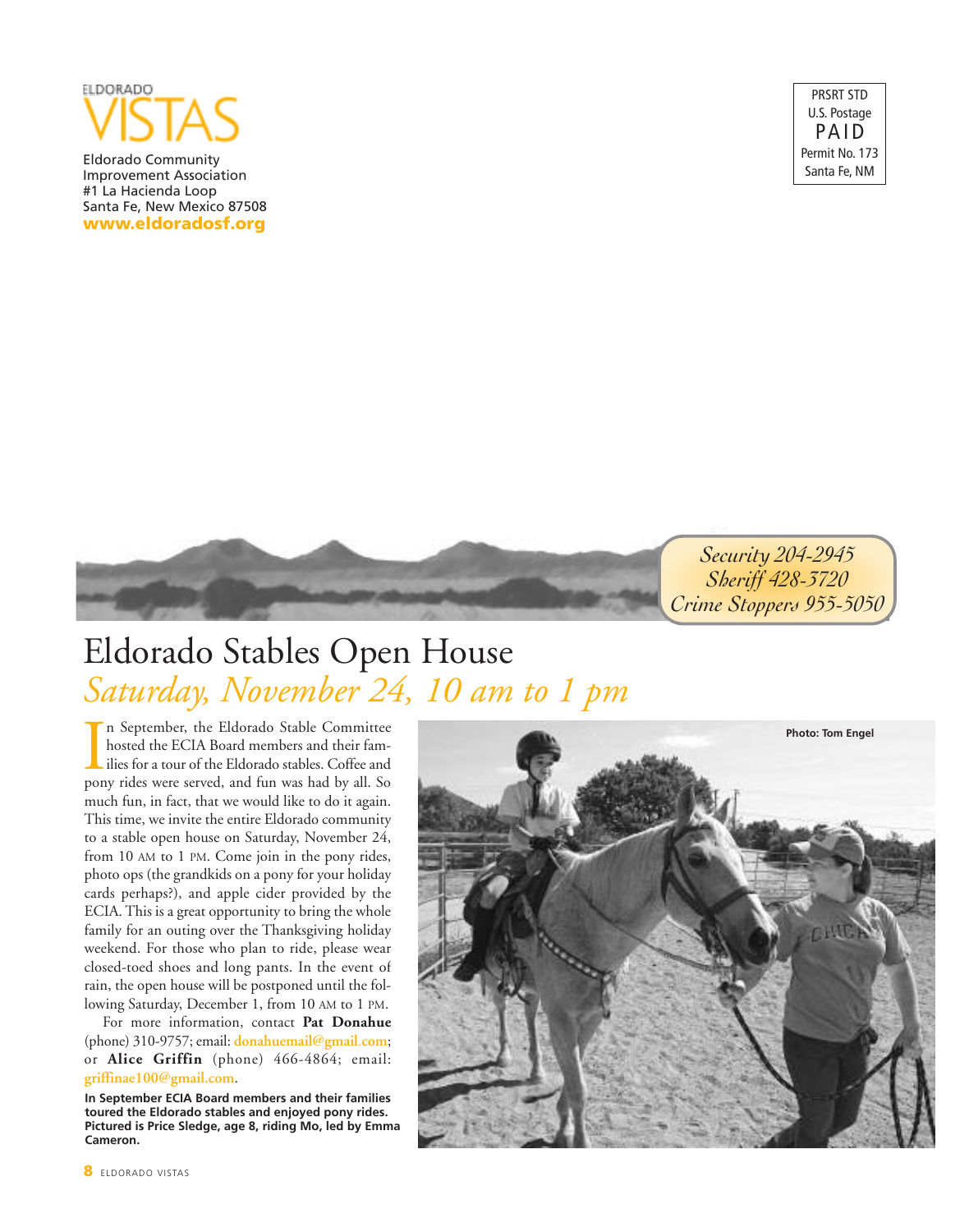ELDORADO

# VISTAS

Eldorado Community
Improvement Association
#1 La Hacienda Loop
Santa Fe, New Mexico 87508
**www.eldoradosf.org**

PRSRT STD
U.S. Postage
PAID
Permit No. 173
Santa Fe, NM

*Security 204-2945*
*Sheriff 428-3720*
*Crime Stoppers 955-5050*

# Eldorado Stables Open House

## *Saturday, November 24, 10 am to 1 pm*

In September, the Eldorado Stable Committee hosted the ECIA Board members and their families for a tour of the Eldorado stables. Coffee and pony rides were served, and fun was had by all. So much fun, in fact, that we would like to do it again. This time, we invite the entire Eldorado community to a stable open house on Saturday, November 24, from 10 AM to 1 PM. Come join in the pony rides, photo ops (the grandkids on a pony for your holiday cards perhaps?), and apple cider provided by the ECIA. This is a great opportunity to bring the whole family for an outing over the Thanksgiving holiday weekend. For those who plan to ride, please wear closed-toed shoes and long pants. In the event of rain, the open house will be postponed until the following Saturday, December 1, from 10 AM to 1 PM.

For more information, contact **Pat Donahue** (phone) 310-9757; email: **donahuemail@gmail.com**; or **Alice Griffin** (phone) 466-4864; email: **griffinae100@gmail.com**.

Photo: Tom Engel

**In September ECIA Board members and their families toured the Eldorado stables and enjoyed pony rides. Pictured is Price Sledge, age 8, riding Mo, led by Emma Cameron.**